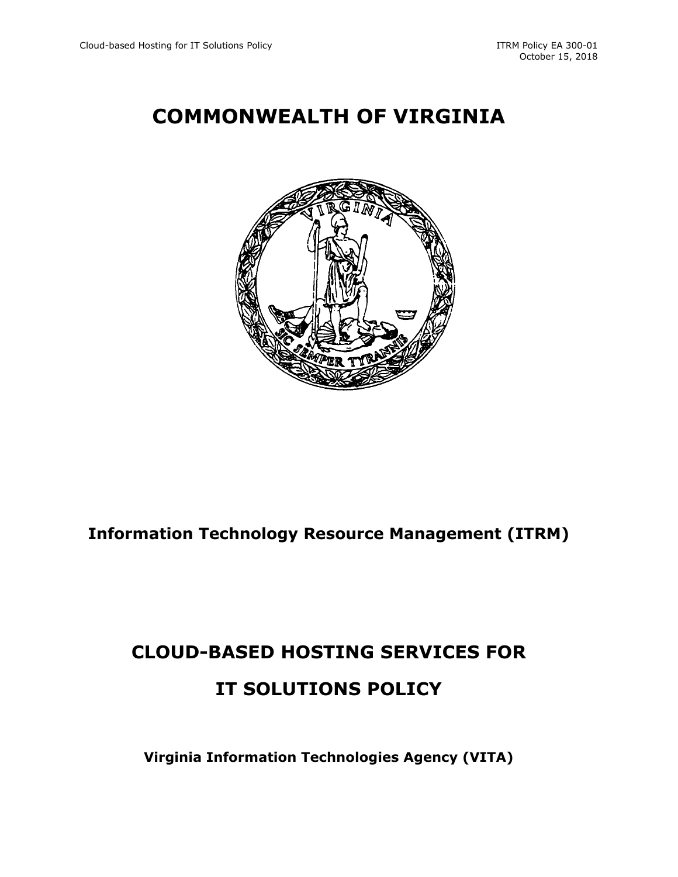# COMMONWEALTH OF VIRGINIA

## Information Technology Resource Management (ITRM)

# CLOUD-BASED HOSTING SERVICES FOR IT SOLUTIONS POLICY

### Virginia Information Technologies Agency (VITA)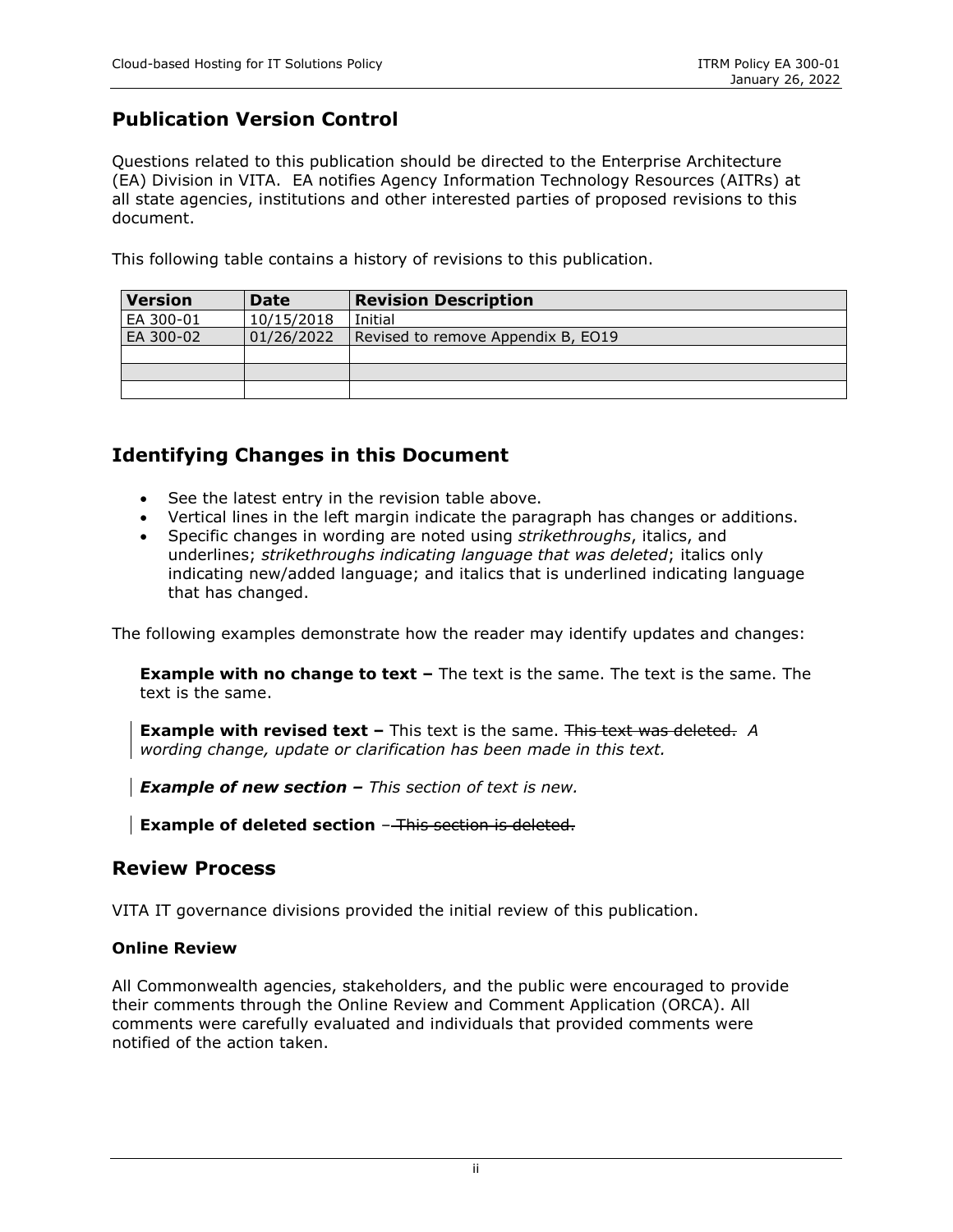## Publication Version Control

Questions related to this publication should be directed to the Enterprise Architecture (EA) Division in VITA. EA notifies Agency Information Technology Resources (AITRs) at all state agencies, institutions and other interested parties of proposed revisions to this document.

This following table contains a history of revisions to this publication.

| Version | Date | Revision Description |
|---|---|---|
| EA 300-01 | 10/15/2018 | Initial |
| EA 300-02 | 01/26/2022 | Revised to remove Appendix B, EO19 |
| | | |
| | | |
| | | |

## Identifying Changes in this Document

- See the latest entry in the revision table above.
- Vertical lines in the left margin indicate the paragraph has changes or additions.
- Specific changes in wording are noted using *strikethroughs*, italics, and underlines; *strikethroughs indicating language that was deleted*; italics only indicating new/added language; and italics that is underlined indicating language that has changed.

The following examples demonstrate how the reader may identify updates and changes:

**Example with no change to text –** The text is the same. The text is the same. The text is the same.

**Example with revised text –** This text is the same. ~~This text was deleted.~~ *A wording change, update or clarification has been made in this text.*

***Example of new section –*** *This section of text is new.*

**Example of deleted section** – ~~This section is deleted.~~

## Review Process

VITA IT governance divisions provided the initial review of this publication.

**Online Review**

All Commonwealth agencies, stakeholders, and the public were encouraged to provide their comments through the Online Review and Comment Application (ORCA). All comments were carefully evaluated and individuals that provided comments were notified of the action taken.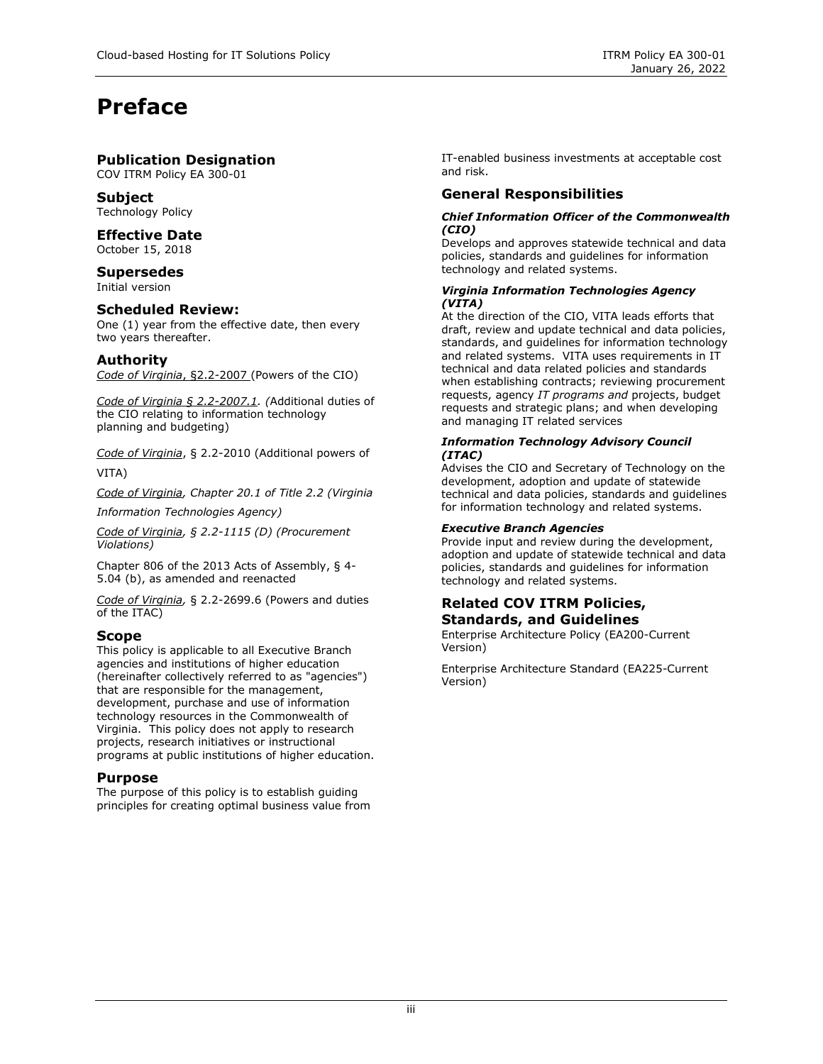# Preface

## Publication Designation

COV ITRM Policy EA 300-01

## Subject

Technology Policy

## Effective Date

October 15, 2018

## Supersedes

Initial version

## Scheduled Review:

One (1) year from the effective date, then every two years thereafter.

## Authority

*Code of Virginia*, §2.2-2007 (Powers of the CIO)

*Code of Virginia § 2.2-2007.1. (*Additional duties of the CIO relating to information technology planning and budgeting)

*Code of Virginia*, § 2.2-2010 (Additional powers of VITA)

*Code of Virginia, Chapter 20.1 of Title 2.2 (Virginia Information Technologies Agency)*

*Code of Virginia, § 2.2-1115 (D) (Procurement Violations)*

Chapter 806 of the 2013 Acts of Assembly, § 4-5.04 (b), as amended and reenacted

*Code of Virginia,* § 2.2-2699.6 (Powers and duties of the ITAC)

## Scope

This policy is applicable to all Executive Branch agencies and institutions of higher education (hereinafter collectively referred to as "agencies") that are responsible for the management, development, purchase and use of information technology resources in the Commonwealth of Virginia. This policy does not apply to research projects, research initiatives or instructional programs at public institutions of higher education.

## Purpose

The purpose of this policy is to establish guiding principles for creating optimal business value from IT-enabled business investments at acceptable cost and risk.

## General Responsibilities

***Chief Information Officer of the Commonwealth (CIO)***

Develops and approves statewide technical and data policies, standards and guidelines for information technology and related systems.

***Virginia Information Technologies Agency (VITA)***

At the direction of the CIO, VITA leads efforts that draft, review and update technical and data policies, standards, and guidelines for information technology and related systems. VITA uses requirements in IT technical and data related policies and standards when establishing contracts; reviewing procurement requests, agency *IT programs and* projects, budget requests and strategic plans; and when developing and managing IT related services

***Information Technology Advisory Council (ITAC)***

Advises the CIO and Secretary of Technology on the development, adoption and update of statewide technical and data policies, standards and guidelines for information technology and related systems.

***Executive Branch Agencies***

Provide input and review during the development, adoption and update of statewide technical and data policies, standards and guidelines for information technology and related systems.

## Related COV ITRM Policies, Standards, and Guidelines

Enterprise Architecture Policy (EA200-Current Version)

Enterprise Architecture Standard (EA225-Current Version)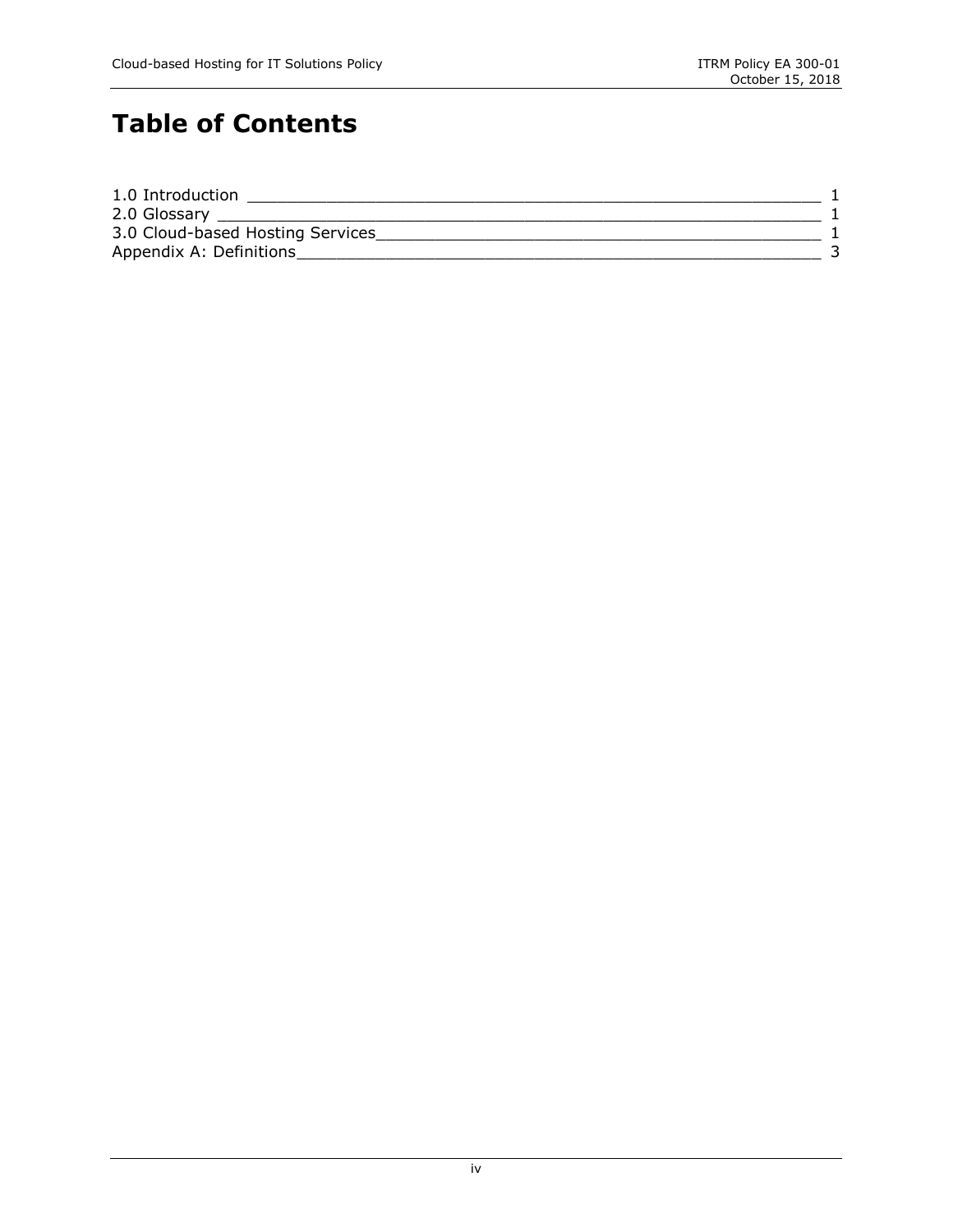# Table of Contents

1.0 Introduction ____________________________________________ 1
2.0 Glossary ______________________________________________ 1
3.0 Cloud-based Hosting Services___________________________ 1
Appendix A: Definitions__________________________________ 3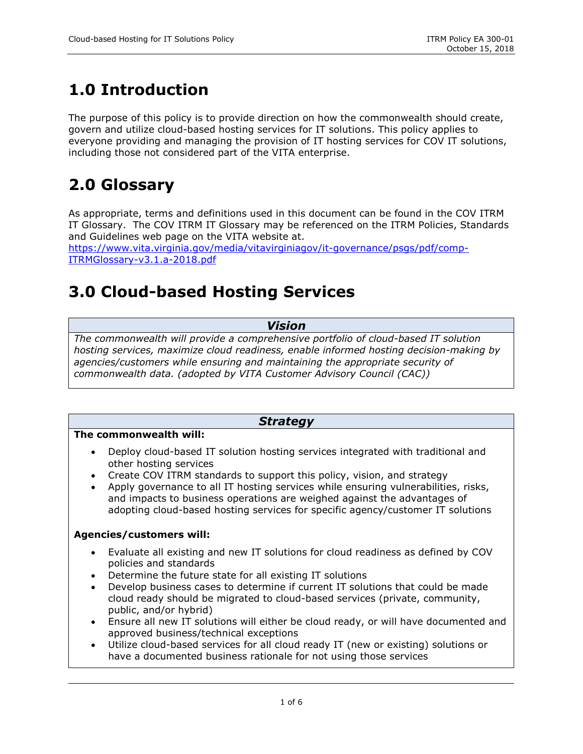# 1.0 Introduction

The purpose of this policy is to provide direction on how the commonwealth should create, govern and utilize cloud-based hosting services for IT solutions. This policy applies to everyone providing and managing the provision of IT hosting services for COV IT solutions, including those not considered part of the VITA enterprise.

# 2.0 Glossary

As appropriate, terms and definitions used in this document can be found in the COV ITRM IT Glossary. The COV ITRM IT Glossary may be referenced on the ITRM Policies, Standards and Guidelines web page on the VITA website at. https://www.vita.virginia.gov/media/vitavirginiagov/it-governance/psgs/pdf/comp-ITRMGlossary-v3.1.a-2018.pdf

# 3.0 Cloud-based Hosting Services

| ***Vision*** |
| --- |
| *The commonwealth will provide a comprehensive portfolio of cloud-based IT solution hosting services, maximize cloud readiness, enable informed hosting decision-making by agencies/customers while ensuring and maintaining the appropriate security of commonwealth data. (adopted by VITA Customer Advisory Council (CAC))* |

***Strategy***

**The commonwealth will:**

- Deploy cloud-based IT solution hosting services integrated with traditional and other hosting services
- Create COV ITRM standards to support this policy, vision, and strategy
- Apply governance to all IT hosting services while ensuring vulnerabilities, risks, and impacts to business operations are weighed against the advantages of adopting cloud-based hosting services for specific agency/customer IT solutions

**Agencies/customers will:**

- Evaluate all existing and new IT solutions for cloud readiness as defined by COV policies and standards
- Determine the future state for all existing IT solutions
- Develop business cases to determine if current IT solutions that could be made cloud ready should be migrated to cloud-based services (private, community, public, and/or hybrid)
- Ensure all new IT solutions will either be cloud ready, or will have documented and approved business/technical exceptions
- Utilize cloud-based services for all cloud ready IT (new or existing) solutions or have a documented business rationale for not using those services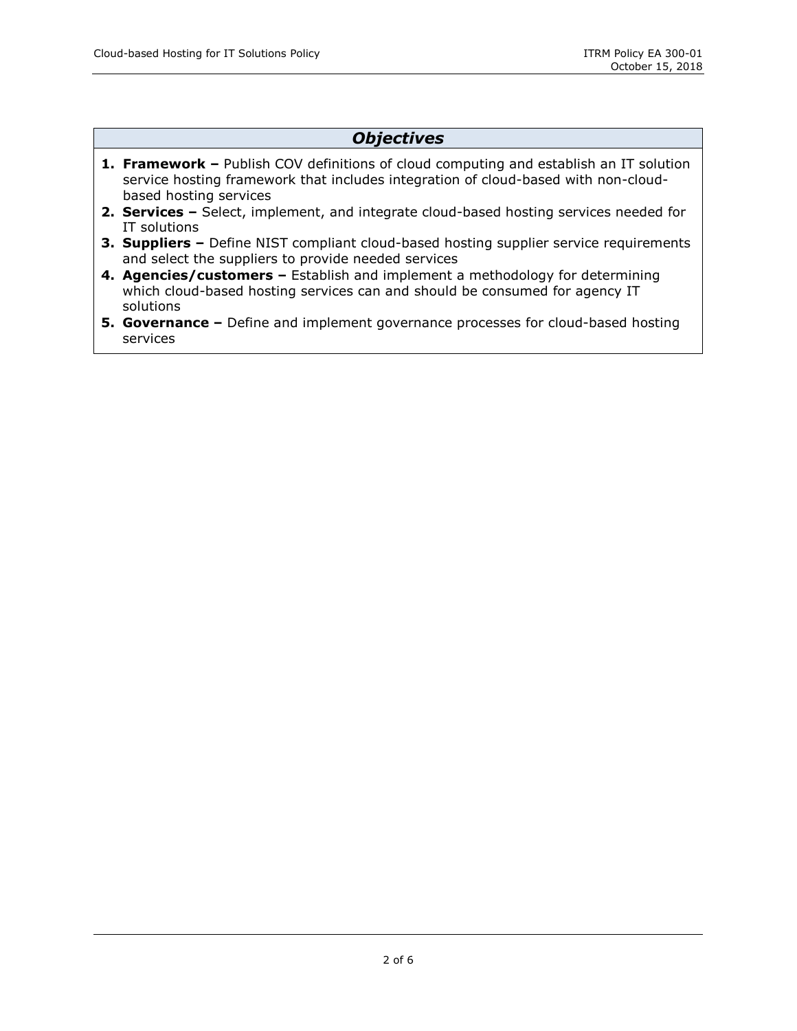## *Objectives*

1. **Framework –** Publish COV definitions of cloud computing and establish an IT solution service hosting framework that includes integration of cloud-based with non-cloud-based hosting services
2. **Services –** Select, implement, and integrate cloud-based hosting services needed for IT solutions
3. **Suppliers –** Define NIST compliant cloud-based hosting supplier service requirements and select the suppliers to provide needed services
4. **Agencies/customers –** Establish and implement a methodology for determining which cloud-based hosting services can and should be consumed for agency IT solutions
5. **Governance –** Define and implement governance processes for cloud-based hosting services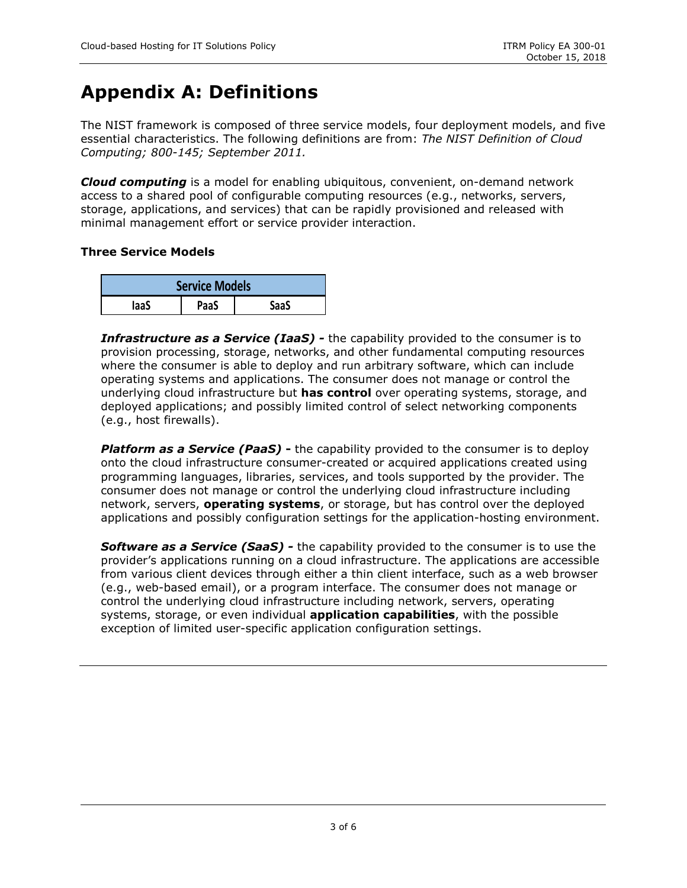# Appendix A: Definitions

The NIST framework is composed of three service models, four deployment models, and five essential characteristics. The following definitions are from: *The NIST Definition of Cloud Computing; 800-145; September 2011.*

***Cloud computing*** is a model for enabling ubiquitous, convenient, on-demand network access to a shared pool of configurable computing resources (e.g., networks, servers, storage, applications, and services) that can be rapidly provisioned and released with minimal management effort or service provider interaction.

### Three Service Models

| Service Models | | |
|---|---|---|
| IaaS | PaaS | SaaS |

***Infrastructure as a Service (IaaS) -*** the capability provided to the consumer is to provision processing, storage, networks, and other fundamental computing resources where the consumer is able to deploy and run arbitrary software, which can include operating systems and applications. The consumer does not manage or control the underlying cloud infrastructure but **has control** over operating systems, storage, and deployed applications; and possibly limited control of select networking components (e.g., host firewalls).

***Platform as a Service (PaaS) -*** the capability provided to the consumer is to deploy onto the cloud infrastructure consumer-created or acquired applications created using programming languages, libraries, services, and tools supported by the provider. The consumer does not manage or control the underlying cloud infrastructure including network, servers, **operating systems**, or storage, but has control over the deployed applications and possibly configuration settings for the application-hosting environment.

***Software as a Service (SaaS) -*** the capability provided to the consumer is to use the provider's applications running on a cloud infrastructure. The applications are accessible from various client devices through either a thin client interface, such as a web browser (e.g., web-based email), or a program interface. The consumer does not manage or control the underlying cloud infrastructure including network, servers, operating systems, storage, or even individual **application capabilities**, with the possible exception of limited user-specific application configuration settings.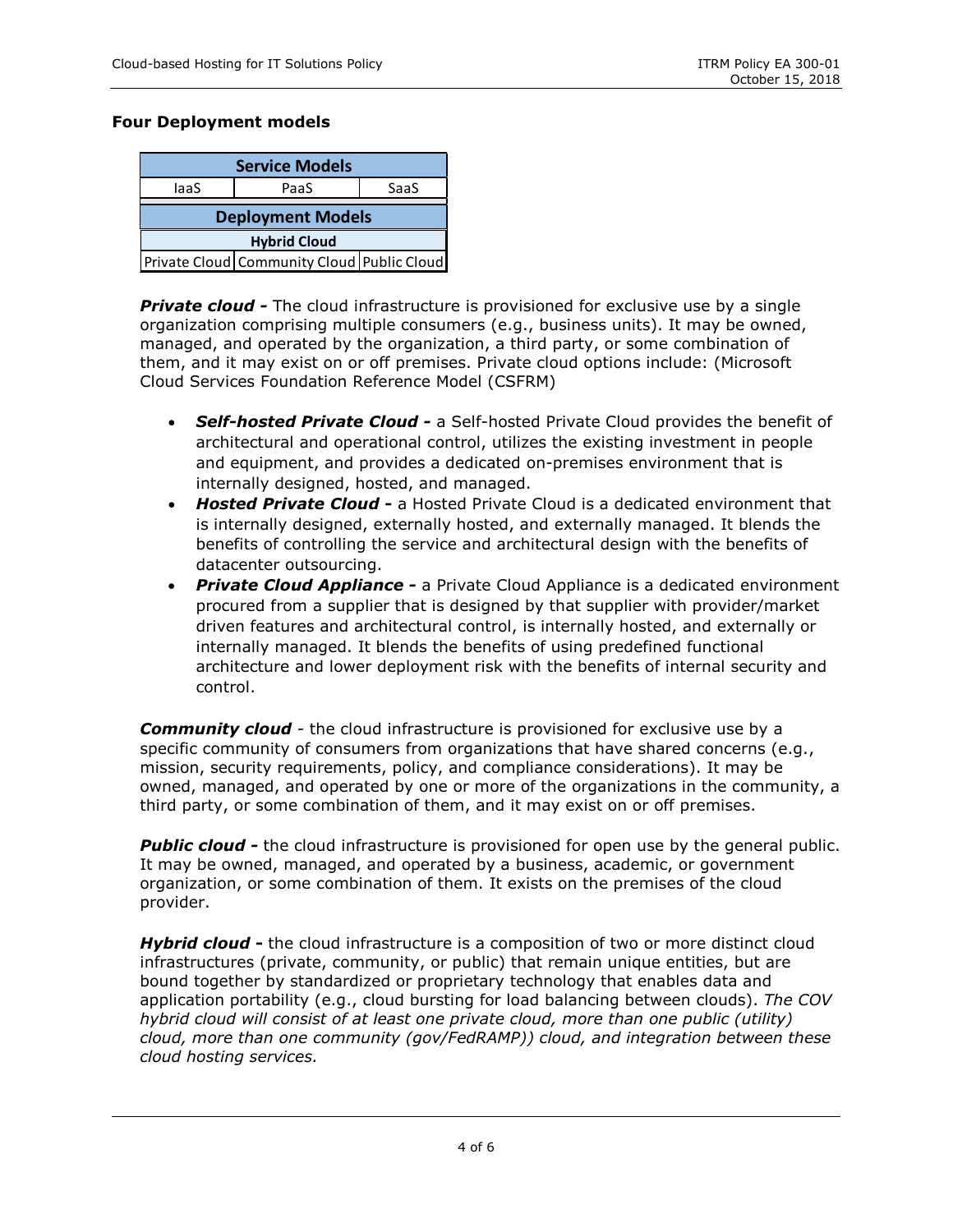### Four Deployment models

| Service Models | | |
|---|---|---|
| IaaS | PaaS | SaaS |
| **Deployment Models** | | |
| **Hybrid Cloud** | | |
| Private Cloud | Community Cloud | Public Cloud |

***Private cloud -*** The cloud infrastructure is provisioned for exclusive use by a single organization comprising multiple consumers (e.g., business units). It may be owned, managed, and operated by the organization, a third party, or some combination of them, and it may exist on or off premises. Private cloud options include: (Microsoft Cloud Services Foundation Reference Model (CSFRM)

- ***Self-hosted Private Cloud -*** a Self-hosted Private Cloud provides the benefit of architectural and operational control, utilizes the existing investment in people and equipment, and provides a dedicated on-premises environment that is internally designed, hosted, and managed.
- ***Hosted Private Cloud -*** a Hosted Private Cloud is a dedicated environment that is internally designed, externally hosted, and externally managed. It blends the benefits of controlling the service and architectural design with the benefits of datacenter outsourcing.
- ***Private Cloud Appliance -*** a Private Cloud Appliance is a dedicated environment procured from a supplier that is designed by that supplier with provider/market driven features and architectural control, is internally hosted, and externally or internally managed. It blends the benefits of using predefined functional architecture and lower deployment risk with the benefits of internal security and control.

***Community cloud*** - the cloud infrastructure is provisioned for exclusive use by a specific community of consumers from organizations that have shared concerns (e.g., mission, security requirements, policy, and compliance considerations). It may be owned, managed, and operated by one or more of the organizations in the community, a third party, or some combination of them, and it may exist on or off premises.

***Public cloud -*** the cloud infrastructure is provisioned for open use by the general public. It may be owned, managed, and operated by a business, academic, or government organization, or some combination of them. It exists on the premises of the cloud provider.

***Hybrid cloud -*** the cloud infrastructure is a composition of two or more distinct cloud infrastructures (private, community, or public) that remain unique entities, but are bound together by standardized or proprietary technology that enables data and application portability (e.g., cloud bursting for load balancing between clouds). *The COV hybrid cloud will consist of at least one private cloud, more than one public (utility) cloud, more than one community (gov/FedRAMP)) cloud, and integration between these cloud hosting services.*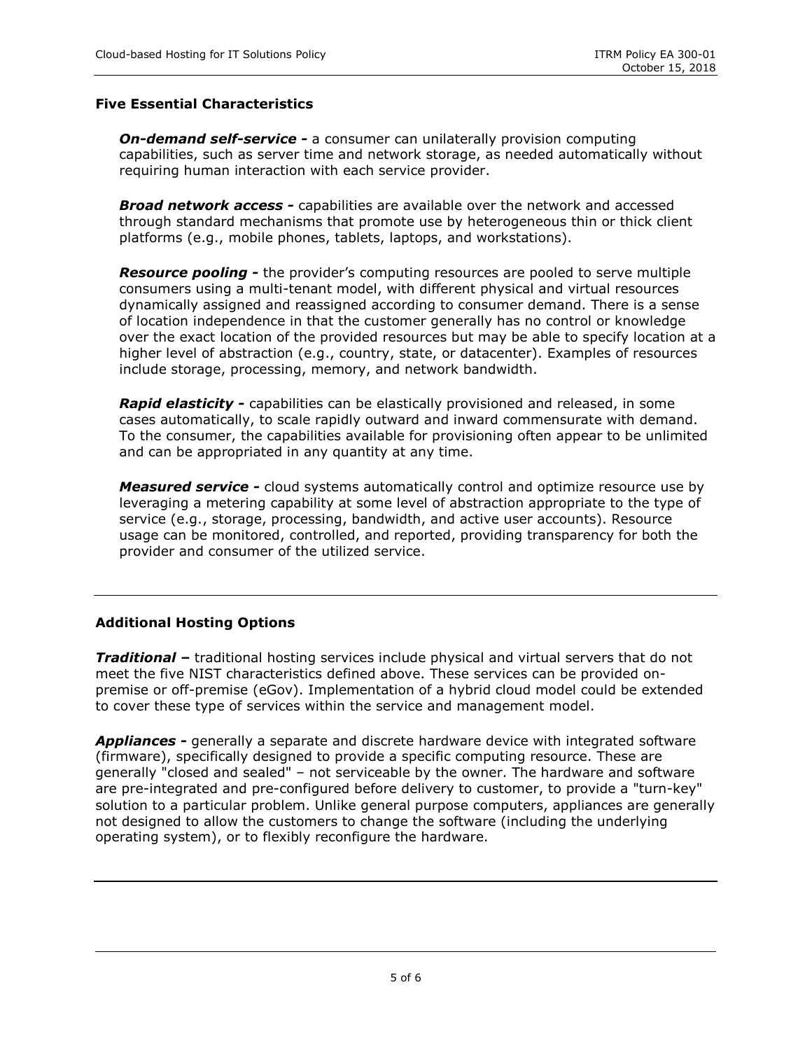### Five Essential Characteristics

***On-demand self-service -*** a consumer can unilaterally provision computing capabilities, such as server time and network storage, as needed automatically without requiring human interaction with each service provider.

***Broad network access -*** capabilities are available over the network and accessed through standard mechanisms that promote use by heterogeneous thin or thick client platforms (e.g., mobile phones, tablets, laptops, and workstations).

***Resource pooling -*** the provider's computing resources are pooled to serve multiple consumers using a multi-tenant model, with different physical and virtual resources dynamically assigned and reassigned according to consumer demand. There is a sense of location independence in that the customer generally has no control or knowledge over the exact location of the provided resources but may be able to specify location at a higher level of abstraction (e.g., country, state, or datacenter). Examples of resources include storage, processing, memory, and network bandwidth.

***Rapid elasticity -*** capabilities can be elastically provisioned and released, in some cases automatically, to scale rapidly outward and inward commensurate with demand. To the consumer, the capabilities available for provisioning often appear to be unlimited and can be appropriated in any quantity at any time.

***Measured service -*** cloud systems automatically control and optimize resource use by leveraging a metering capability at some level of abstraction appropriate to the type of service (e.g., storage, processing, bandwidth, and active user accounts). Resource usage can be monitored, controlled, and reported, providing transparency for both the provider and consumer of the utilized service.

---

### Additional Hosting Options

***Traditional –*** traditional hosting services include physical and virtual servers that do not meet the five NIST characteristics defined above. These services can be provided on-premise or off-premise (eGov). Implementation of a hybrid cloud model could be extended to cover these type of services within the service and management model.

***Appliances -*** generally a separate and discrete hardware device with integrated software (firmware), specifically designed to provide a specific computing resource. These are generally "closed and sealed" – not serviceable by the owner. The hardware and software are pre-integrated and pre-configured before delivery to customer, to provide a "turn-key" solution to a particular problem. Unlike general purpose computers, appliances are generally not designed to allow the customers to change the software (including the underlying operating system), or to flexibly reconfigure the hardware.

---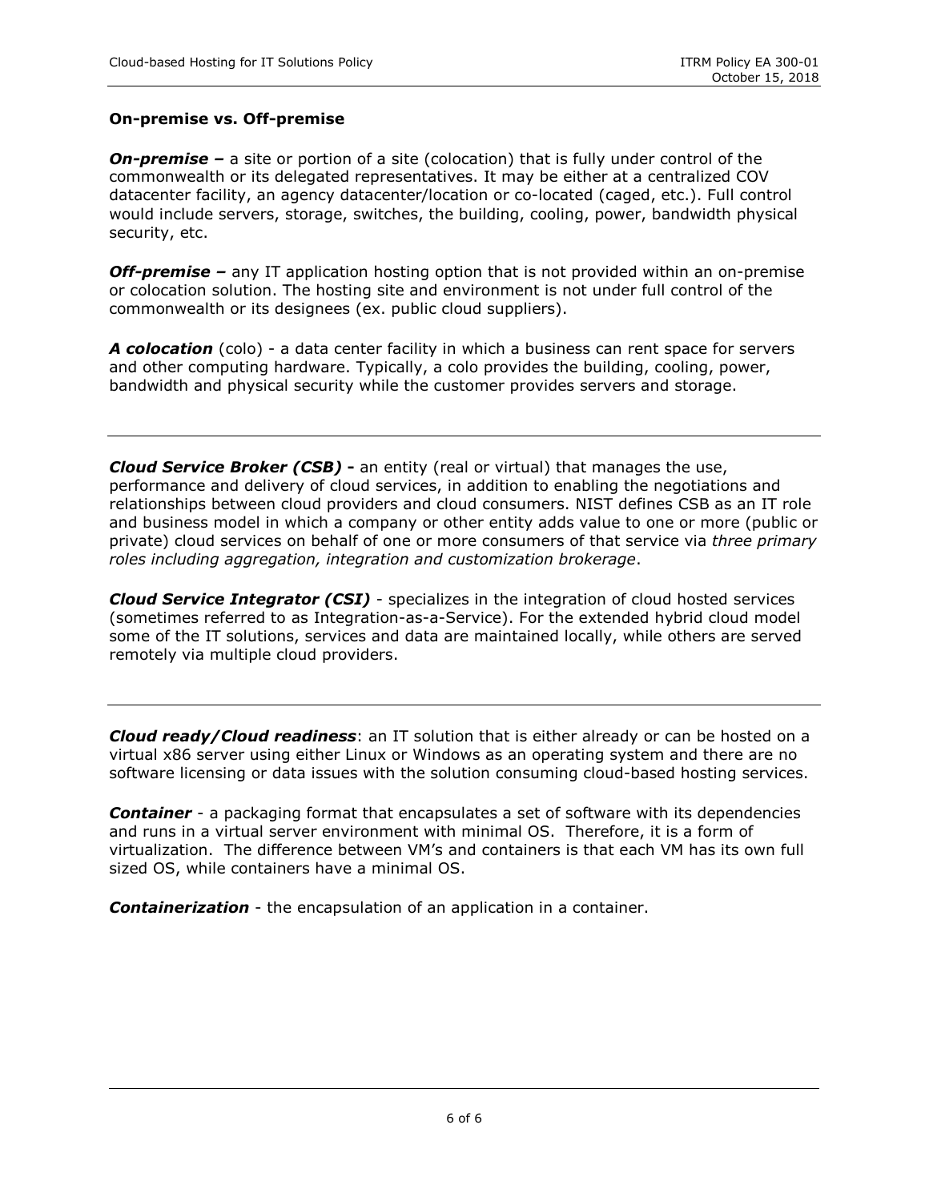**On-premise vs. Off-premise**

***On-premise –*** a site or portion of a site (colocation) that is fully under control of the commonwealth or its delegated representatives. It may be either at a centralized COV datacenter facility, an agency datacenter/location or co-located (caged, etc.). Full control would include servers, storage, switches, the building, cooling, power, bandwidth physical security, etc.

***Off-premise –*** any IT application hosting option that is not provided within an on-premise or colocation solution. The hosting site and environment is not under full control of the commonwealth or its designees (ex. public cloud suppliers).

***A colocation*** (colo) - a data center facility in which a business can rent space for servers and other computing hardware. Typically, a colo provides the building, cooling, power, bandwidth and physical security while the customer provides servers and storage.

---

***Cloud Service Broker (CSB) -*** an entity (real or virtual) that manages the use, performance and delivery of cloud services, in addition to enabling the negotiations and relationships between cloud providers and cloud consumers. NIST defines CSB as an IT role and business model in which a company or other entity adds value to one or more (public or private) cloud services on behalf of one or more consumers of that service via *three primary roles including aggregation, integration and customization brokerage*.

***Cloud Service Integrator (CSI)*** - specializes in the integration of cloud hosted services (sometimes referred to as Integration-as-a-Service). For the extended hybrid cloud model some of the IT solutions, services and data are maintained locally, while others are served remotely via multiple cloud providers.

---

***Cloud ready/Cloud readiness***: an IT solution that is either already or can be hosted on a virtual x86 server using either Linux or Windows as an operating system and there are no software licensing or data issues with the solution consuming cloud-based hosting services.

***Container*** - a packaging format that encapsulates a set of software with its dependencies and runs in a virtual server environment with minimal OS. Therefore, it is a form of virtualization. The difference between VM's and containers is that each VM has its own full sized OS, while containers have a minimal OS.

***Containerization*** - the encapsulation of an application in a container.